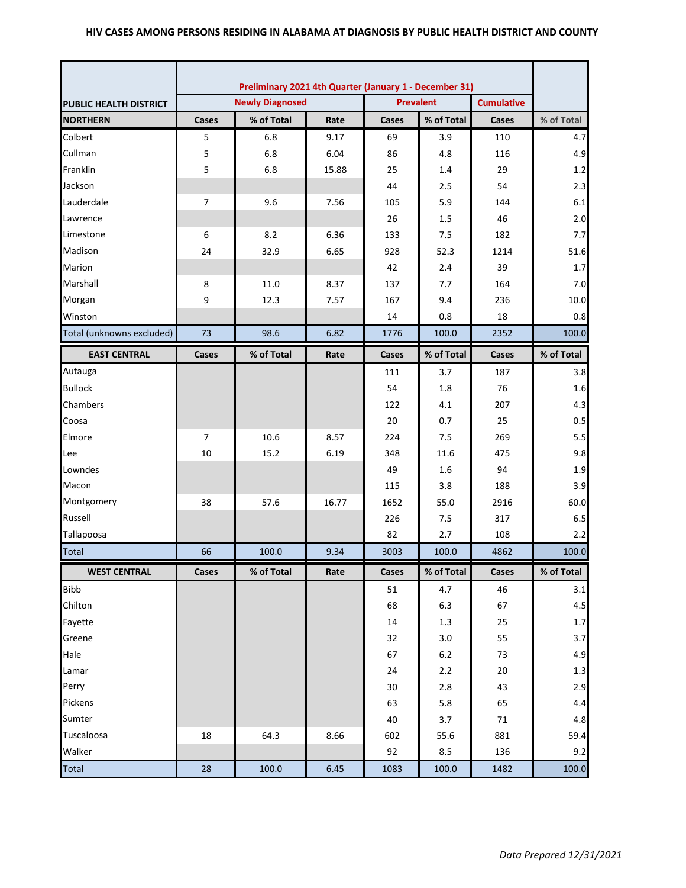# HIV CASES AMONG PERSONS RESIDING IN ALABAMA AT DIAGNOSIS BY PUBLIC HEALTH DISTRICT AND COUNTY

| PUBLIC HEALTH DISTRICT | Preliminary 2021 4th Quarter (January 1 - December 31) | | | | | | |
|---|---|---|---|---|---|---|---|
| | Newly Diagnosed | | | Prevalent | | Cumulative | |
| **NORTHERN** | Cases | % of Total | Rate | Cases | % of Total | Cases | % of Total |
| Colbert | 5 | 6.8 | 9.17 | 69 | 3.9 | 110 | 4.7 |
| Cullman | 5 | 6.8 | 6.04 | 86 | 4.8 | 116 | 4.9 |
| Franklin | 5 | 6.8 | 15.88 | 25 | 1.4 | 29 | 1.2 |
| Jackson | | | | 44 | 2.5 | 54 | 2.3 |
| Lauderdale | 7 | 9.6 | 7.56 | 105 | 5.9 | 144 | 6.1 |
| Lawrence | | | | 26 | 1.5 | 46 | 2.0 |
| Limestone | 6 | 8.2 | 6.36 | 133 | 7.5 | 182 | 7.7 |
| Madison | 24 | 32.9 | 6.65 | 928 | 52.3 | 1214 | 51.6 |
| Marion | | | | 42 | 2.4 | 39 | 1.7 |
| Marshall | 8 | 11.0 | 8.37 | 137 | 7.7 | 164 | 7.0 |
| Morgan | 9 | 12.3 | 7.57 | 167 | 9.4 | 236 | 10.0 |
| Winston | | | | 14 | 0.8 | 18 | 0.8 |
| Total (unknowns excluded) | 73 | 98.6 | 6.82 | 1776 | 100.0 | 2352 | 100.0 |
| **EAST CENTRAL** | Cases | % of Total | Rate | Cases | % of Total | Cases | % of Total |
| Autauga | | | | 111 | 3.7 | 187 | 3.8 |
| Bullock | | | | 54 | 1.8 | 76 | 1.6 |
| Chambers | | | | 122 | 4.1 | 207 | 4.3 |
| Coosa | | | | 20 | 0.7 | 25 | 0.5 |
| Elmore | 7 | 10.6 | 8.57 | 224 | 7.5 | 269 | 5.5 |
| Lee | 10 | 15.2 | 6.19 | 348 | 11.6 | 475 | 9.8 |
| Lowndes | | | | 49 | 1.6 | 94 | 1.9 |
| Macon | | | | 115 | 3.8 | 188 | 3.9 |
| Montgomery | 38 | 57.6 | 16.77 | 1652 | 55.0 | 2916 | 60.0 |
| Russell | | | | 226 | 7.5 | 317 | 6.5 |
| Tallapoosa | | | | 82 | 2.7 | 108 | 2.2 |
| Total | 66 | 100.0 | 9.34 | 3003 | 100.0 | 4862 | 100.0 |
| **WEST CENTRAL** | Cases | % of Total | Rate | Cases | % of Total | Cases | % of Total |
| Bibb | | | | 51 | 4.7 | 46 | 3.1 |
| Chilton | | | | 68 | 6.3 | 67 | 4.5 |
| Fayette | | | | 14 | 1.3 | 25 | 1.7 |
| Greene | | | | 32 | 3.0 | 55 | 3.7 |
| Hale | | | | 67 | 6.2 | 73 | 4.9 |
| Lamar | | | | 24 | 2.2 | 20 | 1.3 |
| Perry | | | | 30 | 2.8 | 43 | 2.9 |
| Pickens | | | | 63 | 5.8 | 65 | 4.4 |
| Sumter | | | | 40 | 3.7 | 71 | 4.8 |
| Tuscaloosa | 18 | 64.3 | 8.66 | 602 | 55.6 | 881 | 59.4 |
| Walker | | | | 92 | 8.5 | 136 | 9.2 |
| Total | 28 | 100.0 | 6.45 | 1083 | 100.0 | 1482 | 100.0 |

*Data Prepared 12/31/2021*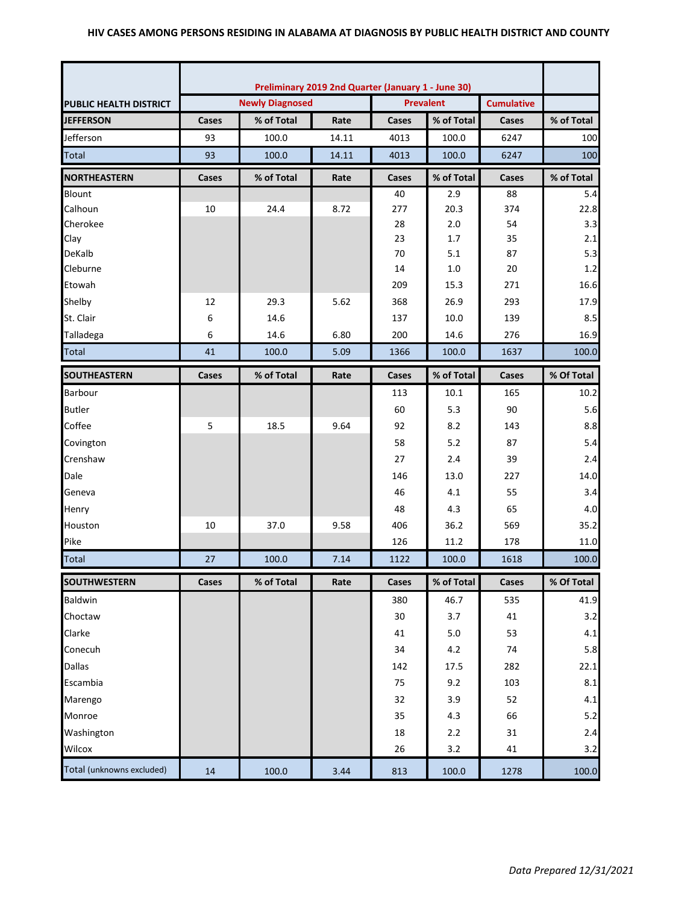# HIV CASES AMONG PERSONS RESIDING IN ALABAMA AT DIAGNOSIS BY PUBLIC HEALTH DISTRICT AND COUNTY

| | Preliminary 2019 2nd Quarter (January 1 - June 30) | | | | | | |
|---|---|---|---|---|---|---|---|
| PUBLIC HEALTH DISTRICT | Newly Diagnosed | | | Prevalent | | Cumulative | |
| **JEFFERSON** | Cases | % of Total | Rate | Cases | % of Total | Cases | % of Total |
| Jefferson | 93 | 100.0 | 14.11 | 4013 | 100.0 | 6247 | 100 |
| Total | 93 | 100.0 | 14.11 | 4013 | 100.0 | 6247 | 100 |
| **NORTHEASTERN** | Cases | % of Total | Rate | Cases | % of Total | Cases | % of Total |
| Blount | | | | 40 | 2.9 | 88 | 5.4 |
| Calhoun | 10 | 24.4 | 8.72 | 277 | 20.3 | 374 | 22.8 |
| Cherokee | | | | 28 | 2.0 | 54 | 3.3 |
| Clay | | | | 23 | 1.7 | 35 | 2.1 |
| DeKalb | | | | 70 | 5.1 | 87 | 5.3 |
| Cleburne | | | | 14 | 1.0 | 20 | 1.2 |
| Etowah | | | | 209 | 15.3 | 271 | 16.6 |
| Shelby | 12 | 29.3 | 5.62 | 368 | 26.9 | 293 | 17.9 |
| St. Clair | 6 | 14.6 | | 137 | 10.0 | 139 | 8.5 |
| Talladega | 6 | 14.6 | 6.80 | 200 | 14.6 | 276 | 16.9 |
| Total | 41 | 100.0 | 5.09 | 1366 | 100.0 | 1637 | 100.0 |
| **SOUTHEASTERN** | Cases | % of Total | Rate | Cases | % of Total | Cases | % Of Total |
| Barbour | | | | 113 | 10.1 | 165 | 10.2 |
| Butler | | | | 60 | 5.3 | 90 | 5.6 |
| Coffee | 5 | 18.5 | 9.64 | 92 | 8.2 | 143 | 8.8 |
| Covington | | | | 58 | 5.2 | 87 | 5.4 |
| Crenshaw | | | | 27 | 2.4 | 39 | 2.4 |
| Dale | | | | 146 | 13.0 | 227 | 14.0 |
| Geneva | | | | 46 | 4.1 | 55 | 3.4 |
| Henry | | | | 48 | 4.3 | 65 | 4.0 |
| Houston | 10 | 37.0 | 9.58 | 406 | 36.2 | 569 | 35.2 |
| Pike | | | | 126 | 11.2 | 178 | 11.0 |
| Total | 27 | 100.0 | 7.14 | 1122 | 100.0 | 1618 | 100.0 |
| **SOUTHWESTERN** | Cases | % of Total | Rate | Cases | % of Total | Cases | % Of Total |
| Baldwin | | | | 380 | 46.7 | 535 | 41.9 |
| Choctaw | | | | 30 | 3.7 | 41 | 3.2 |
| Clarke | | | | 41 | 5.0 | 53 | 4.1 |
| Conecuh | | | | 34 | 4.2 | 74 | 5.8 |
| Dallas | | | | 142 | 17.5 | 282 | 22.1 |
| Escambia | | | | 75 | 9.2 | 103 | 8.1 |
| Marengo | | | | 32 | 3.9 | 52 | 4.1 |
| Monroe | | | | 35 | 4.3 | 66 | 5.2 |
| Washington | | | | 18 | 2.2 | 31 | 2.4 |
| Wilcox | | | | 26 | 3.2 | 41 | 3.2 |
| Total (unknowns excluded) | 14 | 100.0 | 3.44 | 813 | 100.0 | 1278 | 100.0 |

*Data Prepared 12/31/2021*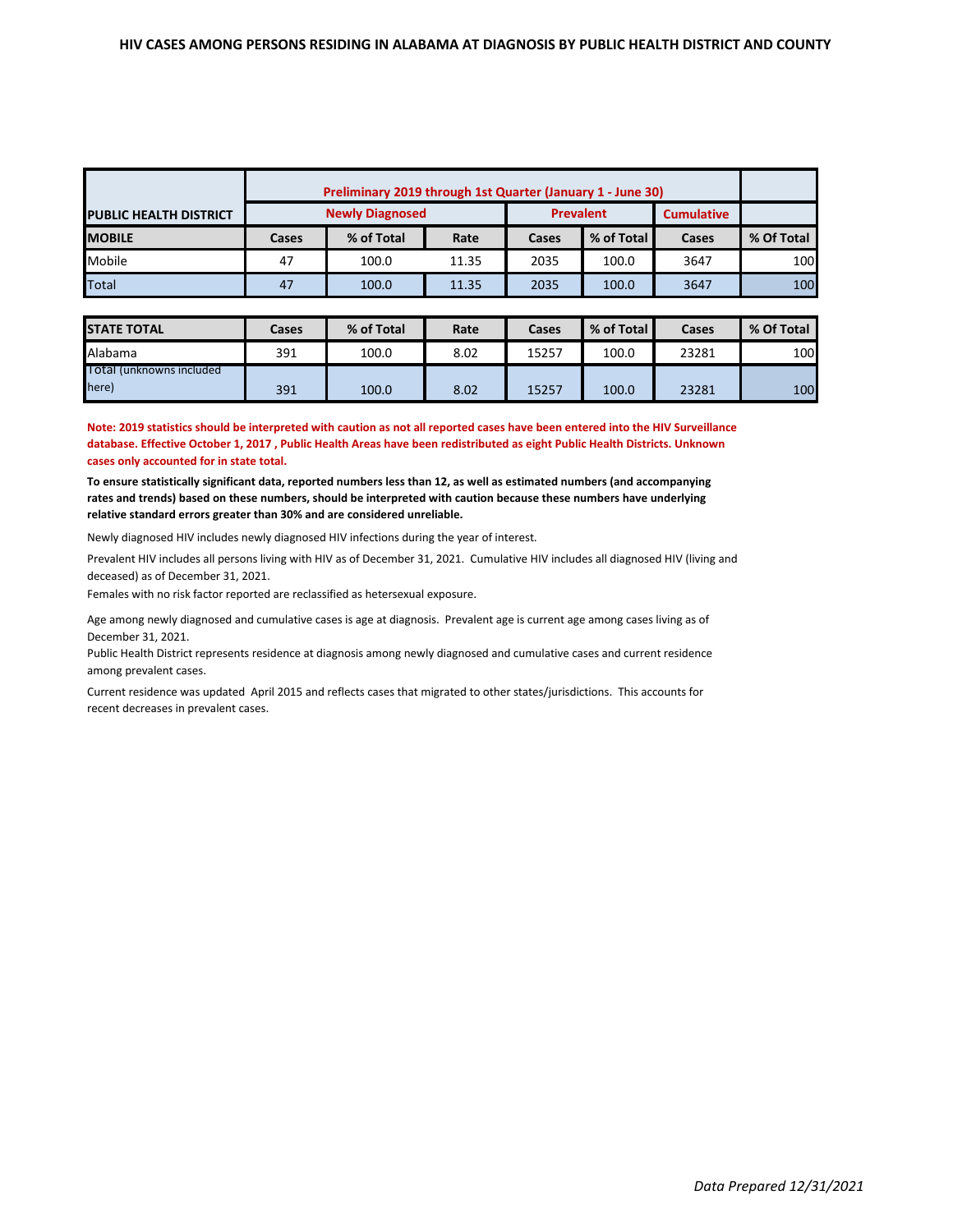## HIV CASES AMONG PERSONS RESIDING IN ALABAMA AT DIAGNOSIS BY PUBLIC HEALTH DISTRICT AND COUNTY

| PUBLIC HEALTH DISTRICT | Preliminary 2019 through 1st Quarter (January 1 - June 30) | | | | | | |
|---|---|---|---|---|---|---|---|
| | Newly Diagnosed | | | Prevalent | | Cumulative | |
| MOBILE | Cases | % of Total | Rate | Cases | % of Total | Cases | % Of Total |
| Mobile | 47 | 100.0 | 11.35 | 2035 | 100.0 | 3647 | 100 |
| Total | 47 | 100.0 | 11.35 | 2035 | 100.0 | 3647 | 100 |

| STATE TOTAL | Cases | % of Total | Rate | Cases | % of Total | Cases | % Of Total |
|---|---|---|---|---|---|---|---|
| Alabama | 391 | 100.0 | 8.02 | 15257 | 100.0 | 23281 | 100 |
| Total (unknowns included here) | 391 | 100.0 | 8.02 | 15257 | 100.0 | 23281 | 100 |

**Note: 2019 statistics should be interpreted with caution as not all reported cases have been entered into the HIV Surveillance database. Effective October 1, 2017 , Public Health Areas have been redistributed as eight Public Health Districts. Unknown cases only accounted for in state total.**

**To ensure statistically significant data, reported numbers less than 12, as well as estimated numbers (and accompanying rates and trends) based on these numbers, should be interpreted with caution because these numbers have underlying relative standard errors greater than 30% and are considered unreliable.**

Newly diagnosed HIV includes newly diagnosed HIV infections during the year of interest.

Prevalent HIV includes all persons living with HIV as of December 31, 2021. Cumulative HIV includes all diagnosed HIV (living and deceased) as of December 31, 2021.

Females with no risk factor reported are reclassified as hetersexual exposure.

Age among newly diagnosed and cumulative cases is age at diagnosis. Prevalent age is current age among cases living as of December 31, 2021.

Public Health District represents residence at diagnosis among newly diagnosed and cumulative cases and current residence among prevalent cases.

Current residence was updated April 2015 and reflects cases that migrated to other states/jurisdictions. This accounts for recent decreases in prevalent cases.

*Data Prepared 12/31/2021*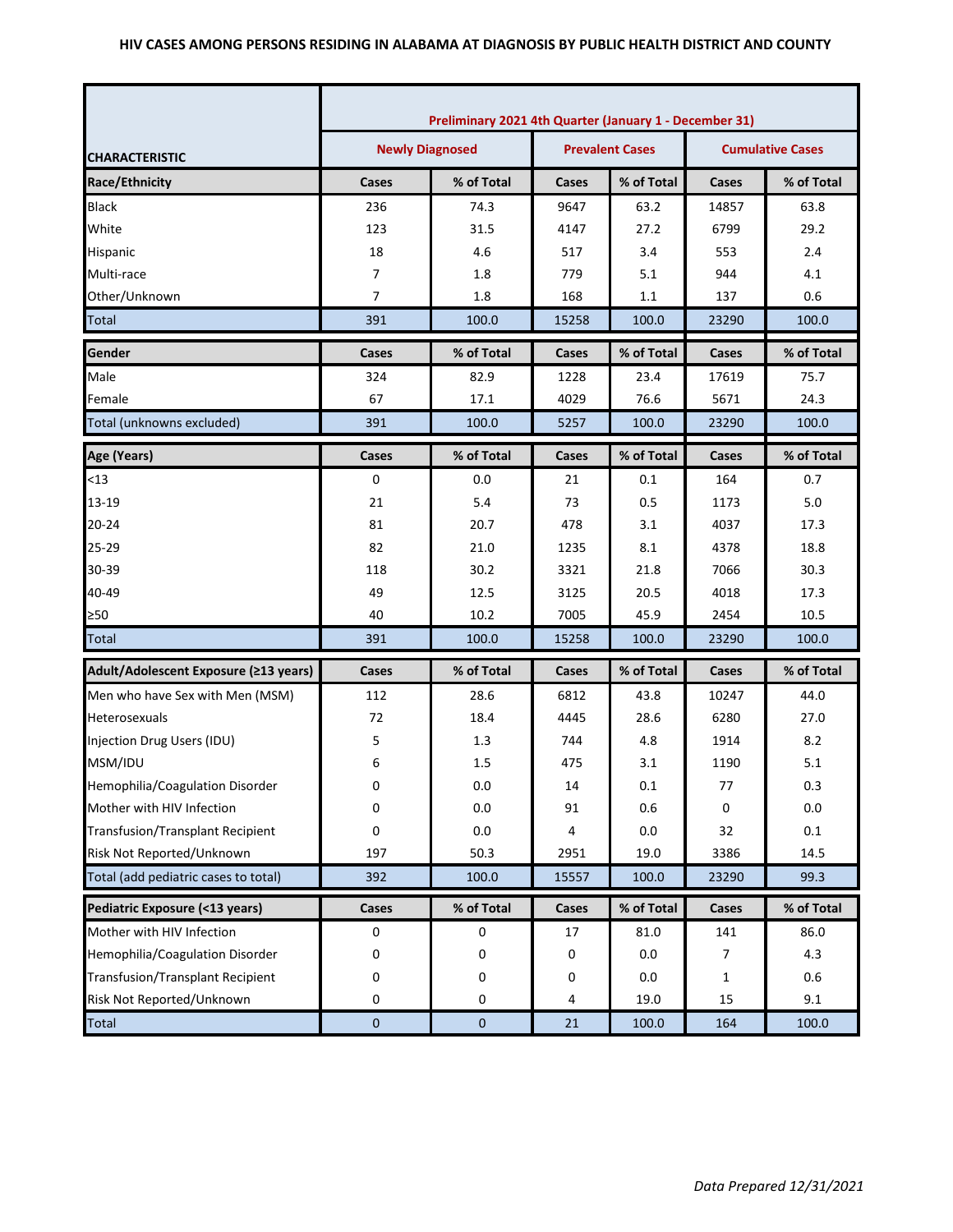**HIV CASES AMONG PERSONS RESIDING IN ALABAMA AT DIAGNOSIS BY PUBLIC HEALTH DISTRICT AND COUNTY**

| CHARACTERISTIC | Preliminary 2021 4th Quarter (January 1 - December 31) | | | | | |
|---|---|---|---|---|---|---|
| | Newly Diagnosed | | Prevalent Cases | | Cumulative Cases | |
| **Race/Ethnicity** | **Cases** | **% of Total** | **Cases** | **% of Total** | **Cases** | **% of Total** |
| Black | 236 | 74.3 | 9647 | 63.2 | 14857 | 63.8 |
| White | 123 | 31.5 | 4147 | 27.2 | 6799 | 29.2 |
| Hispanic | 18 | 4.6 | 517 | 3.4 | 553 | 2.4 |
| Multi-race | 7 | 1.8 | 779 | 5.1 | 944 | 4.1 |
| Other/Unknown | 7 | 1.8 | 168 | 1.1 | 137 | 0.6 |
| Total | 391 | 100.0 | 15258 | 100.0 | 23290 | 100.0 |
| **Gender** | **Cases** | **% of Total** | **Cases** | **% of Total** | **Cases** | **% of Total** |
| Male | 324 | 82.9 | 1228 | 23.4 | 17619 | 75.7 |
| Female | 67 | 17.1 | 4029 | 76.6 | 5671 | 24.3 |
| Total (unknowns excluded) | 391 | 100.0 | 5257 | 100.0 | 23290 | 100.0 |
| **Age (Years)** | **Cases** | **% of Total** | **Cases** | **% of Total** | **Cases** | **% of Total** |
| <13 | 0 | 0.0 | 21 | 0.1 | 164 | 0.7 |
| 13-19 | 21 | 5.4 | 73 | 0.5 | 1173 | 5.0 |
| 20-24 | 81 | 20.7 | 478 | 3.1 | 4037 | 17.3 |
| 25-29 | 82 | 21.0 | 1235 | 8.1 | 4378 | 18.8 |
| 30-39 | 118 | 30.2 | 3321 | 21.8 | 7066 | 30.3 |
| 40-49 | 49 | 12.5 | 3125 | 20.5 | 4018 | 17.3 |
| ≥50 | 40 | 10.2 | 7005 | 45.9 | 2454 | 10.5 |
| Total | 391 | 100.0 | 15258 | 100.0 | 23290 | 100.0 |
| **Adult/Adolescent Exposure (≥13 years)** | **Cases** | **% of Total** | **Cases** | **% of Total** | **Cases** | **% of Total** |
| Men who have Sex with Men (MSM) | 112 | 28.6 | 6812 | 43.8 | 10247 | 44.0 |
| Heterosexuals | 72 | 18.4 | 4445 | 28.6 | 6280 | 27.0 |
| Injection Drug Users (IDU) | 5 | 1.3 | 744 | 4.8 | 1914 | 8.2 |
| MSM/IDU | 6 | 1.5 | 475 | 3.1 | 1190 | 5.1 |
| Hemophilia/Coagulation Disorder | 0 | 0.0 | 14 | 0.1 | 77 | 0.3 |
| Mother with HIV Infection | 0 | 0.0 | 91 | 0.6 | 0 | 0.0 |
| Transfusion/Transplant Recipient | 0 | 0.0 | 4 | 0.0 | 32 | 0.1 |
| Risk Not Reported/Unknown | 197 | 50.3 | 2951 | 19.0 | 3386 | 14.5 |
| Total (add pediatric cases to total) | 392 | 100.0 | 15557 | 100.0 | 23290 | 99.3 |
| **Pediatric Exposure (<13 years)** | **Cases** | **% of Total** | **Cases** | **% of Total** | **Cases** | **% of Total** |
| Mother with HIV Infection | 0 | 0 | 17 | 81.0 | 141 | 86.0 |
| Hemophilia/Coagulation Disorder | 0 | 0 | 0 | 0.0 | 7 | 4.3 |
| Transfusion/Transplant Recipient | 0 | 0 | 0 | 0.0 | 1 | 0.6 |
| Risk Not Reported/Unknown | 0 | 0 | 4 | 19.0 | 15 | 9.1 |
| Total | 0 | 0 | 21 | 100.0 | 164 | 100.0 |

*Data Prepared 12/31/2021*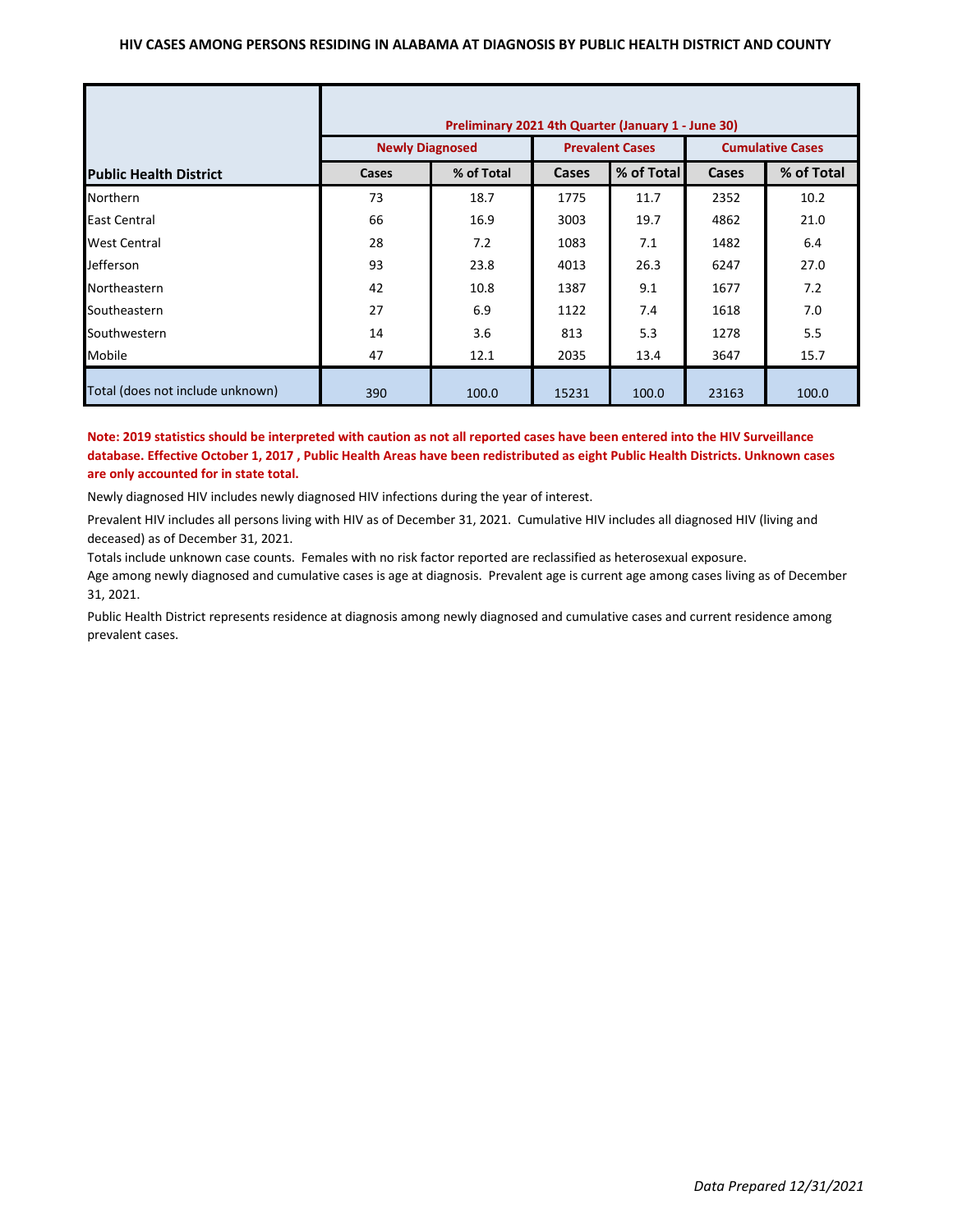## HIV CASES AMONG PERSONS RESIDING IN ALABAMA AT DIAGNOSIS BY PUBLIC HEALTH DISTRICT AND COUNTY

| | Preliminary 2021 4th Quarter (January 1 - June 30) | | | | | |
|---|---|---|---|---|---|---|
| | Newly Diagnosed | | Prevalent Cases | | Cumulative Cases | |
| **Public Health District** | **Cases** | **% of Total** | **Cases** | **% of Total** | **Cases** | **% of Total** |
| Northern | 73 | 18.7 | 1775 | 11.7 | 2352 | 10.2 |
| East Central | 66 | 16.9 | 3003 | 19.7 | 4862 | 21.0 |
| West Central | 28 | 7.2 | 1083 | 7.1 | 1482 | 6.4 |
| Jefferson | 93 | 23.8 | 4013 | 26.3 | 6247 | 27.0 |
| Northeastern | 42 | 10.8 | 1387 | 9.1 | 1677 | 7.2 |
| Southeastern | 27 | 6.9 | 1122 | 7.4 | 1618 | 7.0 |
| Southwestern | 14 | 3.6 | 813 | 5.3 | 1278 | 5.5 |
| Mobile | 47 | 12.1 | 2035 | 13.4 | 3647 | 15.7 |
| Total (does not include unknown) | 390 | 100.0 | 15231 | 100.0 | 23163 | 100.0 |

**Note: 2019 statistics should be interpreted with caution as not all reported cases have been entered into the HIV Surveillance database. Effective October 1, 2017 , Public Health Areas have been redistributed as eight Public Health Districts. Unknown cases are only accounted for in state total.**

Newly diagnosed HIV includes newly diagnosed HIV infections during the year of interest.

Prevalent HIV includes all persons living with HIV as of December 31, 2021. Cumulative HIV includes all diagnosed HIV (living and deceased) as of December 31, 2021.

Totals include unknown case counts. Females with no risk factor reported are reclassified as heterosexual exposure.

Age among newly diagnosed and cumulative cases is age at diagnosis. Prevalent age is current age among cases living as of December 31, 2021.

Public Health District represents residence at diagnosis among newly diagnosed and cumulative cases and current residence among prevalent cases.

*Data Prepared 12/31/2021*